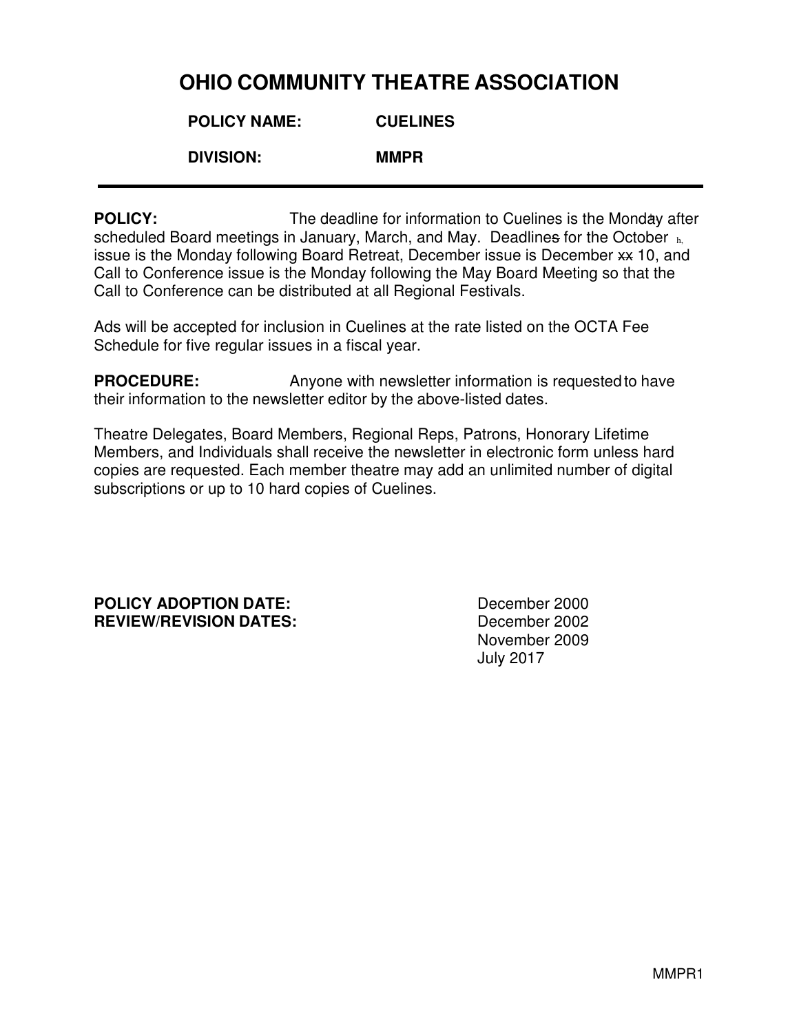# OHIO COMMUNITY THEATRE ASSOCIATION

**POLICY NAME:** CUELINES

**DIVISION:** MMPR

---

**POLICY:** The deadline for information to Cuelines is the Monday after scheduled Board meetings in January, March, and May. Deadlines for the October issue is the Monday following Board Retreat, December issue is December ~~xx~~ 10, and Call to Conference issue is the Monday following the May Board Meeting so that the Call to Conference can be distributed at all Regional Festivals.

Ads will be accepted for inclusion in Cuelines at the rate listed on the OCTA Fee Schedule for five regular issues in a fiscal year.

**PROCEDURE:** Anyone with newsletter information is requested to have their information to the newsletter editor by the above-listed dates.

Theatre Delegates, Board Members, Regional Reps, Patrons, Honorary Lifetime Members, and Individuals shall receive the newsletter in electronic form unless hard copies are requested. Each member theatre may add an unlimited number of digital subscriptions or up to 10 hard copies of Cuelines.

**POLICY ADOPTION DATE:** December 2000

**REVIEW/REVISION DATES:** December 2002
November 2009
July 2017

MMPR1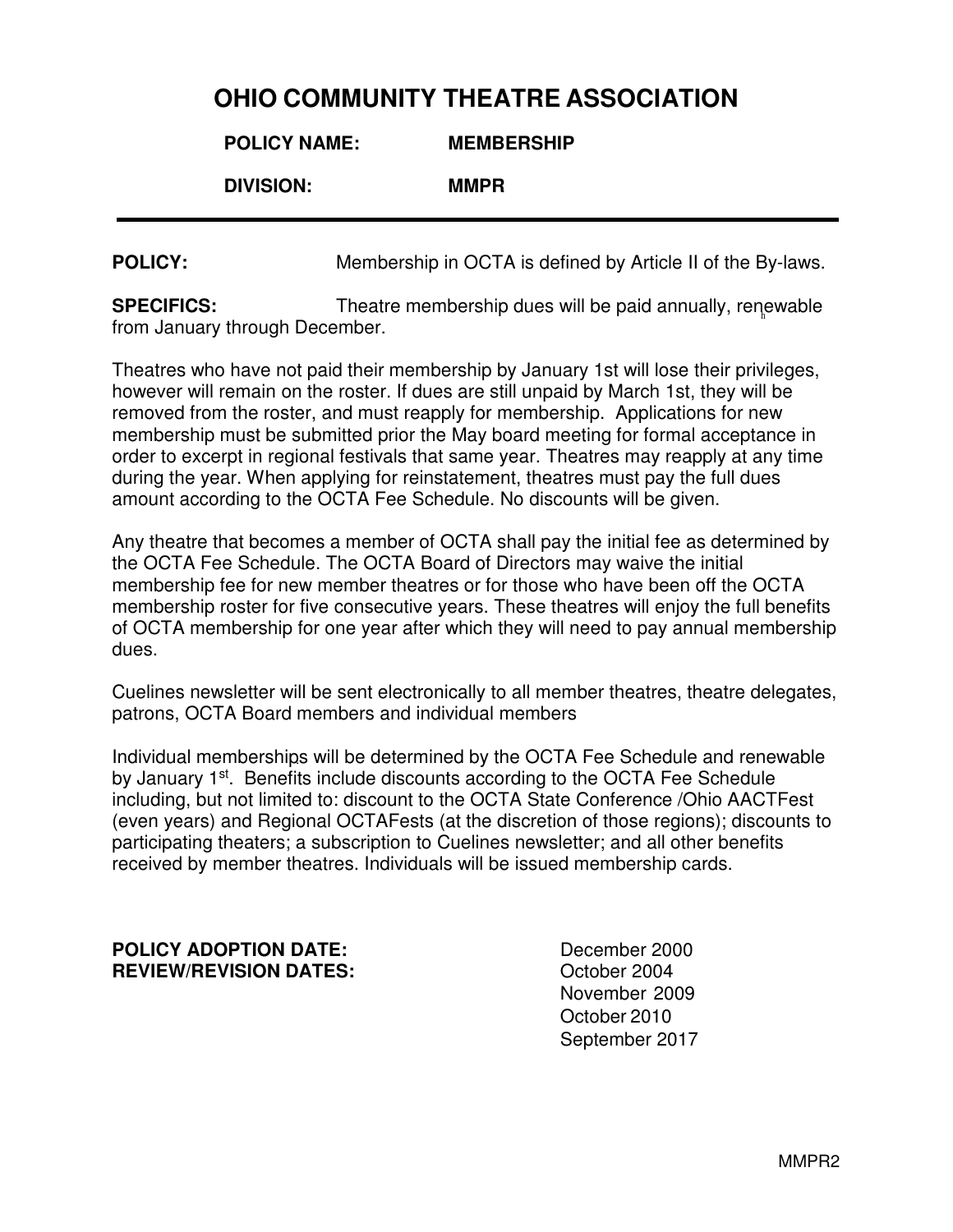# OHIO COMMUNITY THEATRE ASSOCIATION

**POLICY NAME:** MEMBERSHIP

**DIVISION:** MMPR

---

**POLICY:** Membership in OCTA is defined by Article II of the By-laws.

**SPECIFICS:** Theatre membership dues will be paid annually, renewable from January through December.

Theatres who have not paid their membership by January 1st will lose their privileges, however will remain on the roster. If dues are still unpaid by March 1st, they will be removed from the roster, and must reapply for membership. Applications for new membership must be submitted prior the May board meeting for formal acceptance in order to excerpt in regional festivals that same year. Theatres may reapply at any time during the year. When applying for reinstatement, theatres must pay the full dues amount according to the OCTA Fee Schedule. No discounts will be given.

Any theatre that becomes a member of OCTA shall pay the initial fee as determined by the OCTA Fee Schedule. The OCTA Board of Directors may waive the initial membership fee for new member theatres or for those who have been off the OCTA membership roster for five consecutive years. These theatres will enjoy the full benefits of OCTA membership for one year after which they will need to pay annual membership dues.

Cuelines newsletter will be sent electronically to all member theatres, theatre delegates, patrons, OCTA Board members and individual members

Individual memberships will be determined by the OCTA Fee Schedule and renewable by January 1st. Benefits include discounts according to the OCTA Fee Schedule including, but not limited to: discount to the OCTA State Conference /Ohio AACTFest (even years) and Regional OCTAFests (at the discretion of those regions); discounts to participating theaters; a subscription to Cuelines newsletter; and all other benefits received by member theatres. Individuals will be issued membership cards.

**POLICY ADOPTION DATE:** December 2000

**REVIEW/REVISION DATES:** October 2004
November 2009
October 2010
September 2017

MMPR2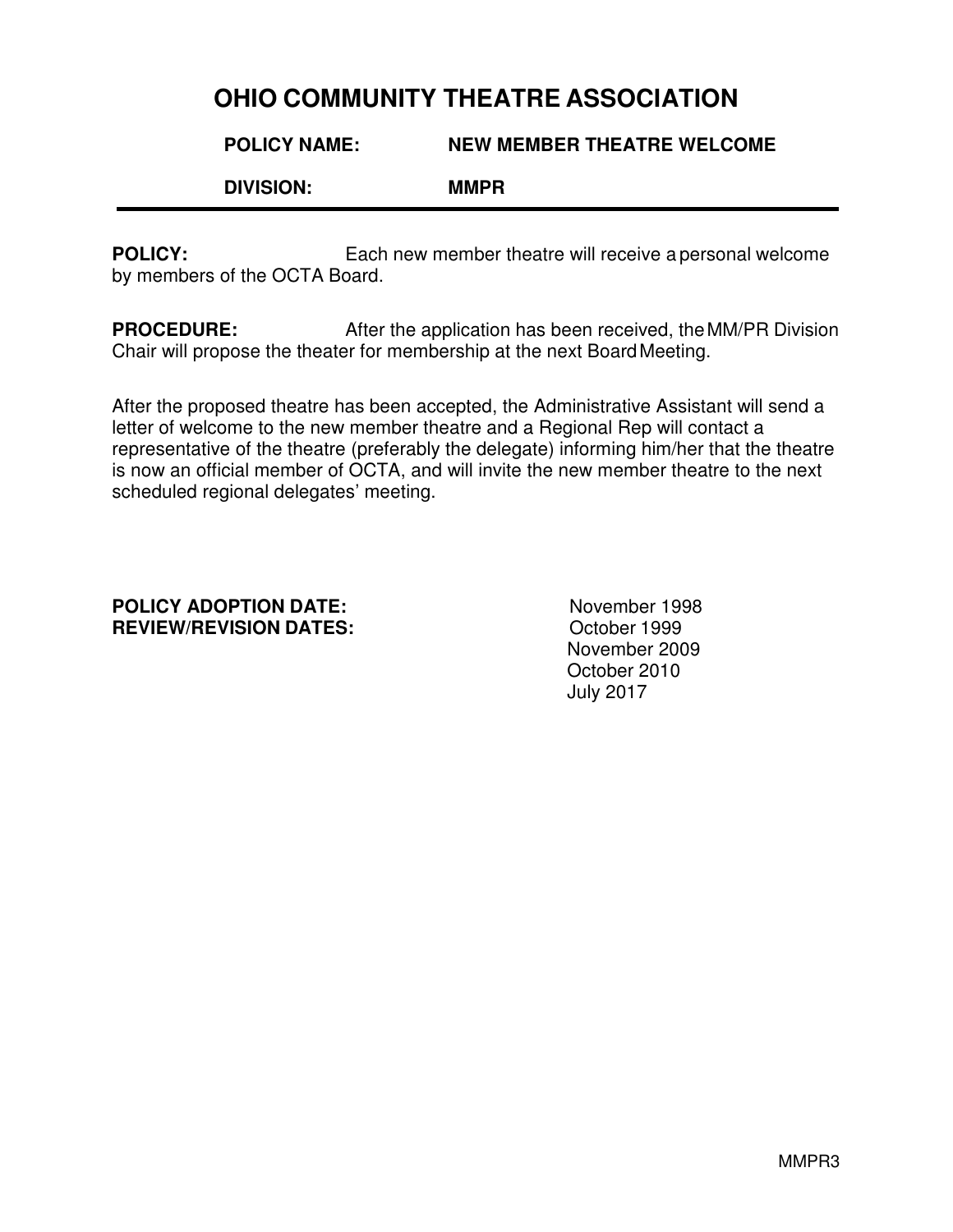# OHIO COMMUNITY THEATRE ASSOCIATION

**POLICY NAME:** **NEW MEMBER THEATRE WELCOME**

**DIVISION:** **MMPR**

---

**POLICY:** Each new member theatre will receive a personal welcome by members of the OCTA Board.

**PROCEDURE:** After the application has been received, the MM/PR Division Chair will propose the theater for membership at the next Board Meeting.

After the proposed theatre has been accepted, the Administrative Assistant will send a letter of welcome to the new member theatre and a Regional Rep will contact a representative of the theatre (preferably the delegate) informing him/her that the theatre is now an official member of OCTA, and will invite the new member theatre to the next scheduled regional delegates' meeting.

**POLICY ADOPTION DATE:** November 1998

**REVIEW/REVISION DATES:** October 1999
November 2009
October 2010
July 2017

MMPR3